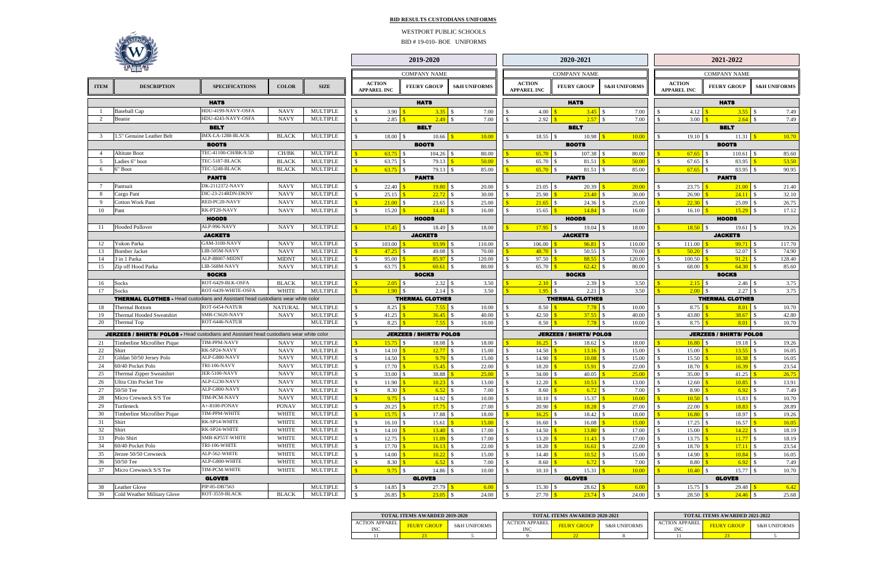**BID RESULTS CUSTODIANS UNIFORMS**

WESTPORT PUBLIC SCHOOLS

BID # 19-010- BOE UNIFORMS

| | | | | | 2019-2020 | | | 2020-2021 | | | 2021-2022 | | |
|---|---|---|---|---|---|---|---|---|---|---|---|---|---|
| | | | | | COMPANY NAME | | | COMPANY NAME | | | COMPANY NAME | | |
| ITEM | DESCRIPTION | SPECIFICATIONS | COLOR | SIZE | ACTION APPAREL INC | FEURY GROUP | S&H UNIFORMS | ACTION APPAREL INC | FEURY GROUP | S&H UNIFORMS | ACTION APPAREL INC | FEURY GROUP | S&H UNIFORMS |
| | | **HATS** | | | | **HATS** | | | **HATS** | | | **HATS** | |
| 1 | Baseball Cap | HDU-4199-NAVY-OSFA | NAVY | MULTIPLE | $ 3.90 | $ 3.35 | $ 7.00 | $ 4.00 | $ 3.45 | $ 7.00 | $ 4.12 | $ 3.55 | $ 7.49 |
| 2 | Beanie | HDU-4243-NAVY-OSFA | NAVY | MULTIPLE | $ 2.85 | $ 2.49 | $ 7.00 | $ 2.92 | $ 2.57 | $ 7.00 | $ 3.00 | $ 2.64 | $ 7.49 |
| | | **BELT** | | | | **BELT** | | | **BELT** | | | **BELT** | |
| 3 | 1.5" Genuine Leather Belt | IMX-LA-1288-BLACK | BLACK | MULTIPLE | $ 18.00 | $ 10.66 | $ 10.00 | $ 18.55 | $ 10.98 | $ 10.00 | $ 19.10 | $ 11.31 | $ 10.70 |
| | | **BOOTS** | | | | **BOOTS** | | | **BOOTS** | | | **BOOTS** | |
| 4 | Altitute Boot | TEC-41100-CH/BK-9.5D | CH/BK | MULTIPLE | $ 63.75 | $ 104.26 | $ 80.00 | $ 65.70 | $ 107.38 | $ 80.00 | $ 67.65 | $ 110.61 | $ 85.60 |
| 5 | Ladies 6" boot | TEC-5187-BLACK | BLACK | MULTIPLE | $ 63.75 | $ 79.13 | $ 50.00 | $ 65.70 | $ 81.51 | $ 50.00 | $ 67.65 | $ 83.95 | $ 53.50 |
| 6 | 6" Boot | TEC-5248-BLACK | BLACK | MULTIPLE | $ 63.75 | $ 79.13 | $ 85.00 | $ 65.70 | $ 81.51 | $ 85.00 | $ 67.65 | $ 83.95 | $ 90.95 |
| | | **PANTS** | | | | **PANTS** | | | **PANTS** | | | **PANTS** | |
| 7 | Pantsuit | DK-2112372-NAVY | NAVY | MULTIPLE | $ 22.40 | $ 19.80 | $ 20.00 | $ 23.05 | $ 20.39 | $ 20.00 | $ 23.75 | $ 21.00 | $ 21.40 |
| 8 | Cargo Pant | DIC-23-214RDN-DKNV | NAVY | MULTIPLE | $ 25.15 | $ 22.72 | $ 30.00 | $ 25.90 | $ 23.40 | $ 30.00 | $ 26.90 | $ 24.11 | $ 32.10 |
| 9 | Cotton Work Pant | RED-PC20-NAVY | NAVY | MULTIPLE | $ 21.00 | $ 23.65 | $ 25.00 | $ 21.65 | $ 24.36 | $ 25.00 | $ 22.30 | $ 25.09 | $ 26.75 |
| 10 | Pant | RK-PT20-NAVY | NAVY | MULTIPLE | $ 15.20 | $ 14.41 | $ 16.00 | $ 15.65 | $ 14.84 | $ 16.00 | $ 16.10 | $ 15.29 | $ 17.12 |
| | | **HOODS** | | | | **HOODS** | | | **HOODS** | | | **HOODS** | |
| 11 | Hooded Pullover | ALP-996-NAVY | NAVY | MULTIPLE | $ 17.45 | $ 18.49 | $ 18.00 | $ 17.95 | $ 19.04 | $ 18.00 | $ 18.50 | $ 19.61 | $ 19.26 |
| | | **JACKETS** | | | | **JACKETS** | | | **JACKETS** | | | **JACKETS** | |
| 12 | Yukon Parka | GAM-3100-NAVY | NAVY | MULTIPLE | $ 103.00 | $ 93.99 | $ 110.00 | $ 106.00 | $ 96.81 | $ 110.00 | $ 111.00 | $ 99.71 | $ 117.70 |
| 13 | Bomber Jacket | LIB-505M-NAVY | NAVY | MULTIPLE | $ 47.25 | $ 49.08 | $ 70.00 | $ 48.70 | $ 50.55 | $ 70.00 | $ 50.20 | $ 52.07 | $ 74.90 |
| 14 | 3 in 1 Parka | ALP-88007-MIDNT | MIDNT | MULTIPLE | $ 95.00 | $ 85.97 | $ 120.00 | $ 97.50 | $ 88.55 | $ 120.00 | $ 100.50 | $ 91.21 | $ 128.40 |
| 15 | Zip off Hood Parka | LIB-568M-NAVY | NAVY | MULTIPLE | $ 63.75 | $ 60.61 | $ 80.00 | $ 65.70 | $ 62.42 | $ 80.00 | $ 68.00 | $ 64.30 | $ 85.60 |
| | | **SOCKS** | | | | **SOCKS** | | | **SOCKS** | | | **SOCKS** | |
| 16 | Socks | ROT-6429-BLK-OSFA | BLACK | MULTIPLE | $ 2.05 | $ 2.32 | $ 3.50 | $ 2.10 | $ 2.39 | $ 3.50 | $ 2.15 | $ 2.46 | $ 3.75 |
| 17 | Socks | ROT-6439-WHITE-OSFA | WHITE | MULTIPLE | $ 1.90 | $ 2.14 | $ 3.50 | $ 1.95 | $ 2.21 | $ 3.50 | $ 2.00 | $ 2.27 | $ 3.75 |
| | **THERMAL CLOTHES -** Head custodians and Assistant head custodians wear white color | | | | | **THERMAL CLOTHES** | | | **THERMAL CLOTHES** | | | **THERMAL CLOTHES** | |
| 18 | Thermal Bottom | ROT-6454-NATUR | NATURAL | MULTIPLE | $ 8.25 | $ 7.55 | $ 10.00 | $ 8.50 | $ 7.78 | $ 10.00 | $ 8.75 | $ 8.01 | $ 10.70 |
| 19 | Thermal Hooded Sweatshirt | SMR-CS620-NAVY | NAVY | MULTIPLE | $ 41.25 | $ 36.45 | $ 40.00 | $ 42.50 | $ 37.55 | $ 40.00 | $ 43.80 | $ 38.67 | $ 42.80 |
| 20 | Thermal Top | ROT-6446-NATUR | | MULTIPLE | $ 8.25 | $ 7.55 | $ 10.00 | $ 8.50 | $ 7.78 | $ 10.00 | $ 8.75 | $ 8.01 | $ 10.70 |
| | **JERZEES / SHIRTS/ POLOS -** Head custodians and Assistant head custodians wear white color | | | | | **JERZEES / SHIRTS/ POLOS** | | | **JERZEES / SHIRTS/ POLOS** | | | **JERZEES / SHIRTS/ POLOS** | |
| 21 | Timberline Microfiber Pique | TIM-PPM-NAVY | NAVY | MULTIPLE | $ 15.75 | $ 18.08 | $ 18.00 | $ 16.25 | $ 18.62 | $ 18.00 | $ 16.80 | $ 19.18 | $ 19.26 |
| 22 | Shirt | RK-SP24-NAVY | NAVY | MULTIPLE | $ 14.10 | $ 12.77 | $ 15.00 | $ 14.50 | $ 13.16 | $ 15.00 | $ 15.00 | $ 13.55 | $ 16.05 |
| 23 | Gildan 50/50 Jersey Polo | ALP-G880-NAVY | NAVY | MULTIPLE | $ 14.50 | $ 9.79 | $ 15.00 | $ 14.90 | $ 10.08 | $ 15.00 | $ 15.50 | $ 10.38 | $ 16.05 |
| 24 | 60/40 Pocket Polo | TRI-106-NAVY | NAVY | MULTIPLE | $ 17.70 | $ 15.45 | $ 22.00 | $ 18.20 | $ 15.91 | $ 22.00 | $ 18.70 | $ 16.39 | $ 23.54 |
| 25 | Thermal Zipper Sweatshirt | JER-5100-NAVY | NAVY | MULTIPLE | $ 33.00 | $ 38.88 | $ 25.00 | $ 34.00 | $ 40.05 | $ 25.00 | $ 35.00 | $ 41.25 | $ 26.75 |
| 26 | Ultra Cttn Pocket Tee | ALP-G230-NAVY | NAVY | MULTIPLE | $ 11.90 | $ 10.23 | $ 13.00 | $ 12.20 | $ 10.53 | $ 13.00 | $ 12.60 | $ 10.85 | $ 13.91 |
| 27 | 50/50 Tee | ALP-G800-NAVY | NAVY | MULTIPLE | $ 8.30 | $ 6.52 | $ 7.00 | $ 8.60 | $ 6.72 | $ 7.00 | $ 8.90 | $ 6.92 | $ 7.49 |
| 28 | Micro Crewneck S/S Tee | TIM-PCM-NAVY | NAVY | MULTIPLE | $ 9.75 | $ 14.92 | $ 10.00 | $ 10.10 | $ 15.37 | $ 10.00 | $ 10.50 | $ 15.83 | $ 10.70 |
| 29 | Turtleneck | A+-8100-PONAV | PONAV | MULTIPLE | $ 20.25 | $ 17.75 | $ 27.00 | $ 20.90 | $ 18.28 | $ 27.00 | $ 22.00 | $ 18.83 | $ 28.89 |
| 30 | Timberline Microfiber Pique | TIM-PPM-WHITE | WHITE | MULTIPLE | $ 15.75 | $ 17.88 | $ 18.00 | $ 16.25 | $ 18.42 | $ 18.00 | $ 16.80 | $ 18.97 | $ 19.26 |
| 31 | Shirt | RK-SP14-WHITE | WHITE | MULTIPLE | $ 16.10 | $ 15.61 | $ 15.00 | $ 16.60 | $ 16.08 | $ 15.00 | $ 17.25 | $ 16.57 | $ 16.05 |
| 32 | Shirt | RK-SP24-WHITE | WHITE | MULTIPLE | $ 14.10 | $ 13.40 | $ 17.00 | $ 14.50 | $ 13.80 | $ 17.00 | $ 15.00 | $ 14.22 | $ 18.19 |
| 33 | Polo Shirt | SMR-KP55T-WHITE | WHITE | MULTIPLE | $ 12.75 | $ 11.09 | $ 17.00 | $ 13.20 | $ 11.43 | $ 17.00 | $ 13.75 | $ 11.77 | $ 18.19 |
| 34 | 60/40 Pocket Polo | TRI-106-WHITE | WHITE | MULTIPLE | $ 17.70 | $ 16.13 | $ 22.00 | $ 18.20 | $ 16.61 | $ 22.00 | $ 18.70 | $ 17.11 | $ 23.54 |
| 35 | Jerzee 50/50 Crewneck | ALP-562-WHITE | WHITE | MULTIPLE | $ 14.00 | $ 10.22 | $ 15.00 | $ 14.40 | $ 10.52 | $ 15.00 | $ 14.90 | $ 10.84 | $ 16.05 |
| 36 | 50/50 Tee | ALP-G800-WHITE | WHITE | MULTIPLE | $ 8.30 | $ 6.52 | $ 7.00 | $ 8.60 | $ 6.72 | $ 7.00 | $ 8.80 | $ 6.92 | $ 7.49 |
| 37 | Micro Crewneck S/S Tee | TIM-PCM-WHITE | WHITE | MULTIPLE | $ 9.75 | $ 14.86 | $ 10.00 | $ 10.10 | $ 15.31 | $ 10.00 | $ 10.40 | $ 15.77 | $ 10.70 |
| | | **GLOVES** | | | | **GLOVES** | | | **GLOVES** | | | **GLOVES** | |
| 38 | Leather Glove | PIP-85-DB7563 | | MULTIPLE | $ 14.85 | $ 27.79 | $ 6.00 | $ 15.30 | $ 28.62 | $ 6.00 | $ 15.75 | $ 29.48 | $ 6.42 |
| 39 | Cold Weather Military Glove | ROT-3559-BLACK | BLACK | MULTIPLE | $ 26.85 | $ 23.05 | $ 24.00 | $ 27.70 | $ 23.74 | $ 24.00 | $ 28.50 | $ 24.46 | $ 25.68 |

| TOTAL ITEMS AWARDED 2019-2020 | | | TOTAL ITEMS AWARDED 2020-2021 | | | TOTAL ITEMS AWARDED 2021-2022 | | |
|---|---|---|---|---|---|---|---|---|
| ACTION APPAREL INC | FEURY GROUP | S&H UNIFORMS | ACTION APPAREL INC | FEURY GROUP | S&H UNIFORMS | ACTION APPAREL INC | FEURY GROUP | S&H UNIFORMS |
| 11 | 23 | 5 | 9 | 22 | 8 | 11 | 23 | 5 |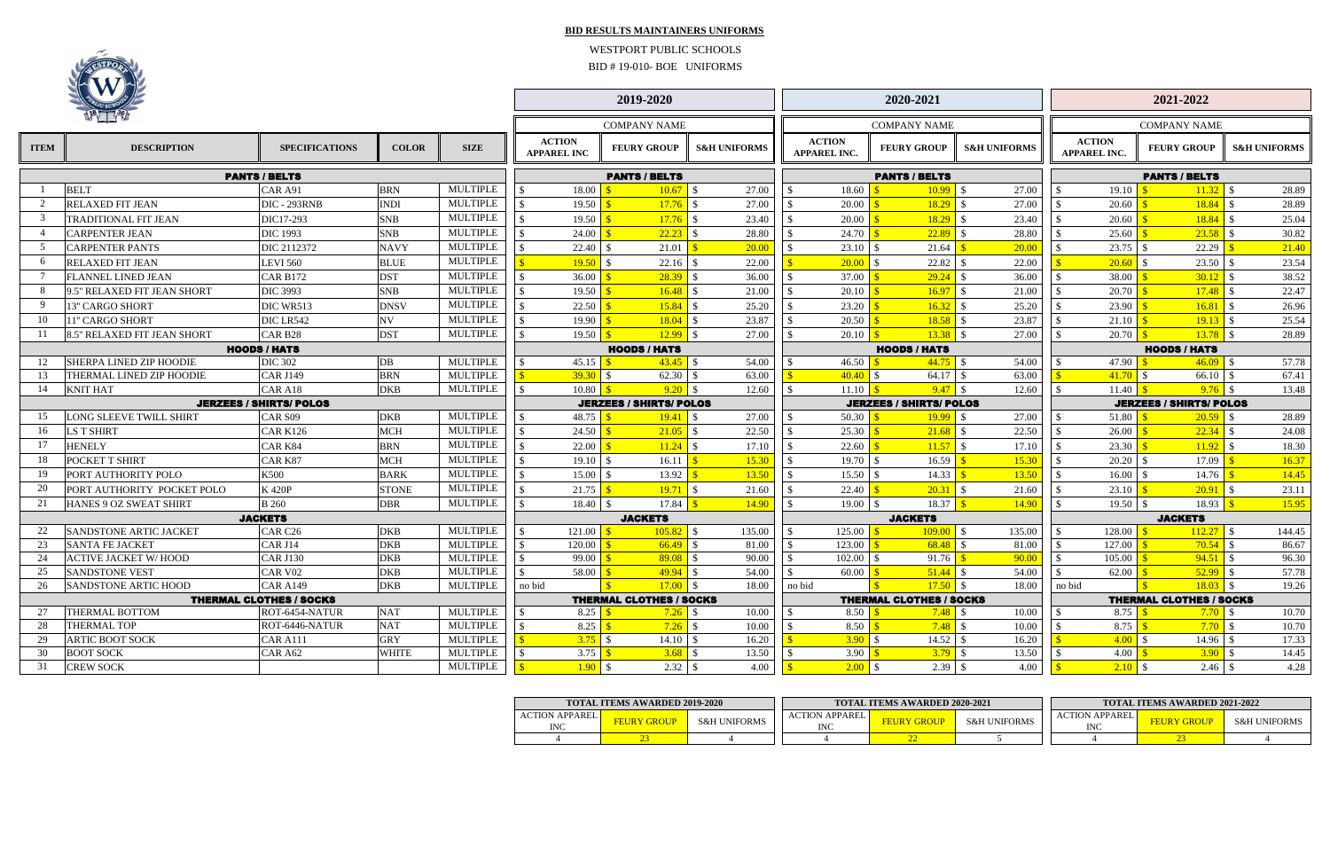**BID RESULTS MAINTAINERS UNIFORMS**

WESTPORT PUBLIC SCHOOLS

BID # 19-010- BOE UNIFORMS

| ITEM | DESCRIPTION | SPECIFICATIONS | COLOR | SIZE | 2019-2020 | | | 2020-2021 | | | 2021-2022 | | |
|---|---|---|---|---|---|---|---|---|---|---|---|---|---|
| | | | | | COMPANY NAME | | | COMPANY NAME | | | COMPANY NAME | | |
| | | | | | ACTION APPAREL INC | FEURY GROUP | S&H UNIFORMS | ACTION APPAREL INC. | FEURY GROUP | S&H UNIFORMS | ACTION APPAREL INC. | FEURY GROUP | S&H UNIFORMS |
| | **PANTS / BELTS** | | | | **PANTS / BELTS** | | | **PANTS / BELTS** | | | **PANTS / BELTS** | | |
| 1 | BELT | CAR A91 | BRN | MULTIPLE | $ 18.00 | $ 10.67 | $ 27.00 | $ 18.60 | $ 10.99 | $ 27.00 | $ 19.10 | $ 11.32 | $ 28.89 |
| 2 | RELAXED FIT JEAN | DIC - 293RNB | INDI | MULTIPLE | $ 19.50 | $ 17.76 | $ 27.00 | $ 20.00 | $ 18.29 | $ 27.00 | $ 20.60 | $ 18.84 | $ 28.89 |
| 3 | TRADITIONAL FIT JEAN | DIC17-293 | SNB | MULTIPLE | $ 19.50 | $ 17.76 | $ 23.40 | $ 20.00 | $ 18.29 | $ 23.40 | $ 20.60 | $ 18.84 | $ 25.04 |
| 4 | CARPENTER JEAN | DIC 1993 | SNB | MULTIPLE | $ 24.00 | $ 22.23 | $ 28.80 | $ 24.70 | $ 22.89 | $ 28.80 | $ 25.60 | $ 23.58 | $ 30.82 |
| 5 | CARPENTER PANTS | DIC 2112372 | NAVY | MULTIPLE | $ 22.40 | $ 21.01 | $ 20.00 | $ 23.10 | $ 21.64 | $ 20.00 | $ 23.75 | $ 22.29 | $ 21.40 |
| 6 | RELAXED FIT JEAN | LEVI 560 | BLUE | MULTIPLE | $ 19.50 | $ 22.16 | $ 22.00 | $ 20.00 | $ 22.82 | $ 22.00 | $ 20.60 | $ 23.50 | $ 23.54 |
| 7 | FLANNEL LINED JEAN | CAR B172 | DST | MULTIPLE | $ 36.00 | $ 28.39 | $ 36.00 | $ 37.00 | $ 29.24 | $ 36.00 | $ 38.00 | $ 30.12 | $ 38.52 |
| 8 | 9.5" RELAXED FIT JEAN SHORT | DIC 3993 | SNB | MULTIPLE | $ 19.50 | $ 16.48 | $ 21.00 | $ 20.10 | $ 16.97 | $ 21.00 | $ 20.70 | $ 17.48 | $ 22.47 |
| 9 | 13" CARGO SHORT | DIC WR513 | DNSV | MULTIPLE | $ 22.50 | $ 15.84 | $ 25.20 | $ 23.20 | $ 16.32 | $ 25.20 | $ 23.90 | $ 16.81 | $ 26.96 |
| 10 | 11" CARGO SHORT | DIC LR542 | NV | MULTIPLE | $ 19.90 | $ 18.04 | $ 23.87 | $ 20.50 | $ 18.58 | $ 23.87 | $ 21.10 | $ 19.13 | $ 25.54 |
| 11 | 8.5" RELAXED FIT JEAN SHORT | CAR B28 | DST | MULTIPLE | $ 19.50 | $ 12.99 | $ 27.00 | $ 20.10 | $ 13.38 | $ 27.00 | $ 20.70 | $ 13.78 | $ 28.89 |
| | **HOODS / HATS** | | | | **HOODS / HATS** | | | **HOODS / HATS** | | | **HOODS / HATS** | | |
| 12 | SHERPA LINED ZIP HOODIE | DIC 302 | DB | MULTIPLE | $ 45.15 | $ 43.45 | $ 54.00 | $ 46.50 | $ 44.75 | $ 54.00 | $ 47.90 | $ 46.09 | $ 57.78 |
| 13 | THERMAL LINED ZIP HOODIE | CAR J149 | BRN | MULTIPLE | $ 39.30 | $ 62.30 | $ 63.00 | $ 40.40 | $ 64.17 | $ 63.00 | $ 41.70 | $ 66.10 | $ 67.41 |
| 14 | KNIT HAT | CAR A18 | DKB | MULTIPLE | $ 10.80 | $ 9.20 | $ 12.60 | $ 11.10 | $ 9.47 | $ 12.60 | $ 11.40 | $ 9.76 | $ 13.48 |
| | **JERZEES / SHIRTS/ POLOS** | | | | **JERZEES / SHIRTS/ POLOS** | | | **JERZEES / SHIRTS/ POLOS** | | | **JERZEES / SHIRTS/ POLOS** | | |
| 15 | LONG SLEEVE TWILL SHIRT | CAR S09 | DKB | MULTIPLE | $ 48.75 | $ 19.41 | $ 27.00 | $ 50.30 | $ 19.99 | $ 27.00 | $ 51.80 | $ 20.59 | $ 28.89 |
| 16 | LS T SHIRT | CAR K126 | MCH | MULTIPLE | $ 24.50 | $ 21.05 | $ 22.50 | $ 25.30 | $ 21.68 | $ 22.50 | $ 26.00 | $ 22.34 | $ 24.08 |
| 17 | HENELY | CAR K84 | BRN | MULTIPLE | $ 22.00 | $ 11.24 | $ 17.10 | $ 22.60 | $ 11.57 | $ 17.10 | $ 23.30 | $ 11.92 | $ 18.30 |
| 18 | POCKET T SHIRT | CAR K87 | MCH | MULTIPLE | $ 19.10 | $ 16.11 | $ 15.30 | $ 19.70 | $ 16.59 | $ 15.30 | $ 20.20 | $ 17.09 | $ 16.37 |
| 19 | PORT AUTHORITY POLO | K500 | BARK | MULTIPLE | $ 15.00 | $ 13.92 | $ 13.50 | $ 15.50 | $ 14.33 | $ 13.50 | $ 16.00 | $ 14.76 | $ 14.45 |
| 20 | PORT AUTHORITY POCKET POLO | K 420P | STONE | MULTIPLE | $ 21.75 | $ 19.71 | $ 21.60 | $ 22.40 | $ 20.31 | $ 21.60 | $ 23.10 | $ 20.91 | $ 23.11 |
| 21 | HANES 9 OZ SWEAT SHIRT | B 260 | DBR | MULTIPLE | $ 18.40 | $ 17.84 | $ 14.90 | $ 19.00 | $ 18.37 | $ 14.90 | $ 19.50 | $ 18.93 | $ 15.95 |
| | **JACKETS** | | | | **JACKETS** | | | **JACKETS** | | | **JACKETS** | | |
| 22 | SANDSTONE ARTIC JACKET | CAR C26 | DKB | MULTIPLE | $ 121.00 | $ 105.82 | $ 135.00 | $ 125.00 | $ 109.00 | $ 135.00 | $ 128.00 | $ 112.27 | $ 144.45 |
| 23 | SANTA FE JACKET | CAR J14 | DKB | MULTIPLE | $ 120.00 | $ 66.49 | $ 81.00 | $ 123.00 | $ 68.48 | $ 81.00 | $ 127.00 | $ 70.54 | $ 86.67 |
| 24 | ACTIVE JACKET W/ HOOD | CAR J130 | DKB | MULTIPLE | $ 99.00 | $ 89.08 | $ 90.00 | $ 102.00 | $ 91.76 | $ 90.00 | $ 105.00 | $ 94.51 | $ 96.30 |
| 25 | SANDSTONE VEST | CAR V02 | DKB | MULTIPLE | $ 58.00 | $ 49.94 | $ 54.00 | $ 60.00 | $ 51.44 | $ 54.00 | $ 62.00 | $ 52.99 | $ 57.78 |
| 26 | SANDSTONE ARTIC HOOD | CAR A149 | DKB | MULTIPLE | no bid | $ 17.00 | $ 18.00 | no bid | $ 17.50 | $ 18.00 | no bid | $ 18.03 | $ 19.26 |
| | **THERMAL CLOTHES / SOCKS** | | | | **THERMAL CLOTHES / SOCKS** | | | **THERMAL CLOTHES / SOCKS** | | | **THERMAL CLOTHES / SOCKS** | | |
| 27 | THERMAL BOTTOM | ROT-6454-NATUR | NAT | MULTIPLE | $ 8.25 | $ 7.26 | $ 10.00 | $ 8.50 | $ 7.48 | $ 10.00 | $ 8.75 | $ 7.70 | $ 10.70 |
| 28 | THERMAL TOP | ROT-6446-NATUR | NAT | MULTIPLE | $ 8.25 | $ 7.26 | $ 10.00 | $ 8.50 | $ 7.48 | $ 10.00 | $ 8.75 | $ 7.70 | $ 10.70 |
| 29 | ARTIC BOOT SOCK | CAR A111 | GRY | MULTIPLE | $ 3.75 | $ 14.10 | $ 16.20 | $ 3.90 | $ 14.52 | $ 16.20 | $ 4.00 | $ 14.96 | $ 17.33 |
| 30 | BOOT SOCK | CAR A62 | WHITE | MULTIPLE | $ 3.75 | $ 3.68 | $ 13.50 | $ 3.90 | $ 3.79 | $ 13.50 | $ 4.00 | $ 3.90 | $ 14.45 |
| 31 | CREW SOCK | | | MULTIPLE | $ 1.90 | $ 2.32 | $ 4.00 | $ 2.00 | $ 2.39 | $ 4.00 | $ 2.10 | $ 2.46 | $ 4.28 |

| TOTAL ITEMS AWARDED 2019-2020 | | | TOTAL ITEMS AWARDED 2020-2021 | | | TOTAL ITEMS AWARDED 2021-2022 | | |
|---|---|---|---|---|---|---|---|---|
| ACTION APPAREL INC | FEURY GROUP | S&H UNIFORMS | ACTION APPAREL INC | FEURY GROUP | S&H UNIFORMS | ACTION APPAREL INC | FEURY GROUP | S&H UNIFORMS |
| 4 | 23 | 4 | 4 | 22 | 5 | 4 | 23 | 4 |